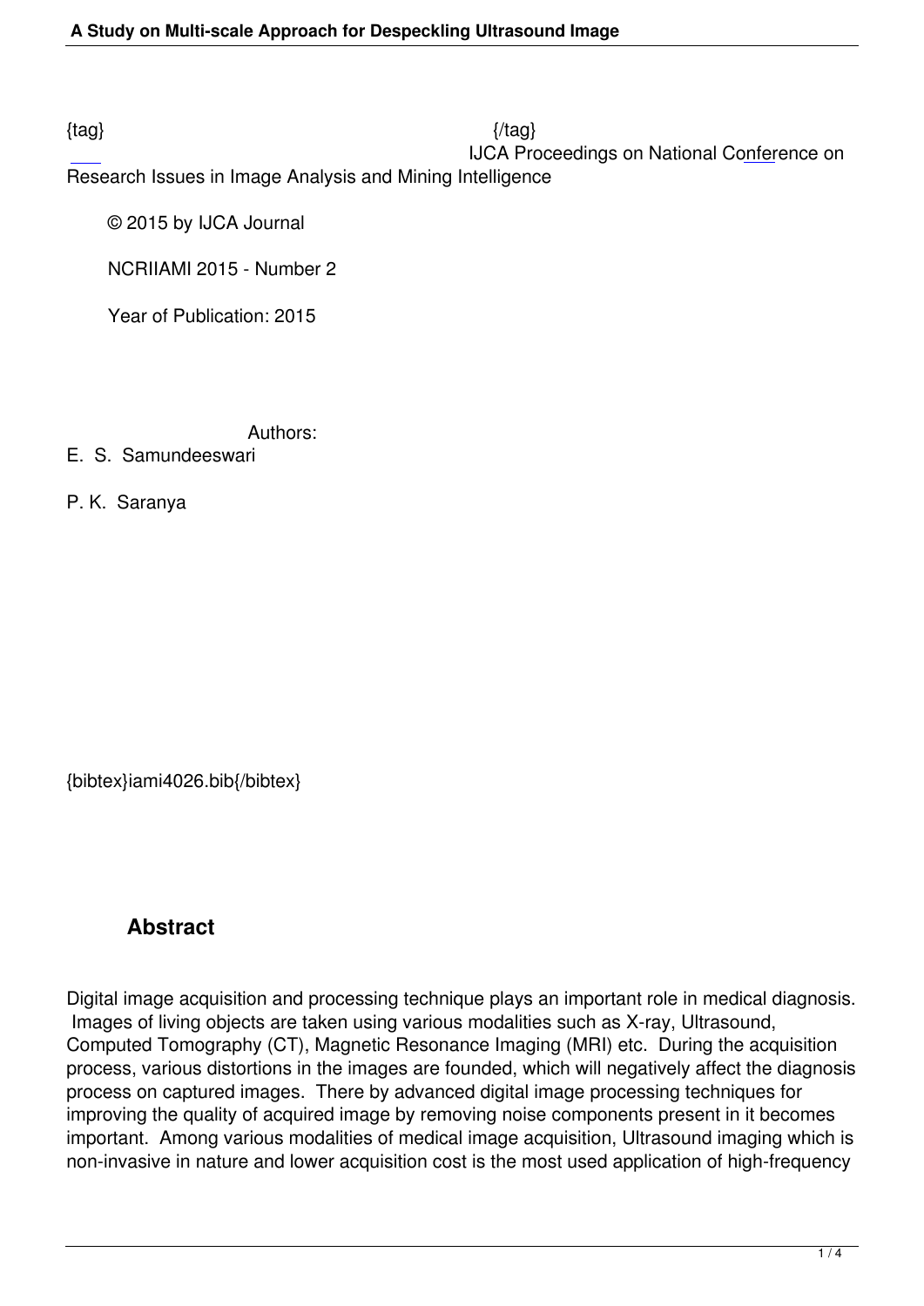{tag} {/tag}

IJCA Proceedings on National Conference on Research Issues in Image Analysis and Mining Intelligence

© 2015 by IJCA Journal

NCRIIAMI 2015 - Number 2

Year of Publication: 2015

Authors:

E. S. Samundeeswari

P. K. Saranya

{bibtex}iami4026.bib{/bibtex}

## Abstract

Digital image acquisition and processing technique plays an important role in medical diagnosis. Images of living objects are taken using various modalities such as X-ray, Ultrasound, Computed Tomography (CT), Magnetic Resonance Imaging (MRI) etc. During the acquisition process, various distortions in the images are founded, which will negatively affect the diagnosis process on captured images. There by advanced digital image processing techniques for improving the quality of acquired image by removing noise components present in it becomes important. Among various modalities of medical image acquisition, Ultrasound imaging which is non-invasive in nature and lower acquisition cost is the most used application of high-frequency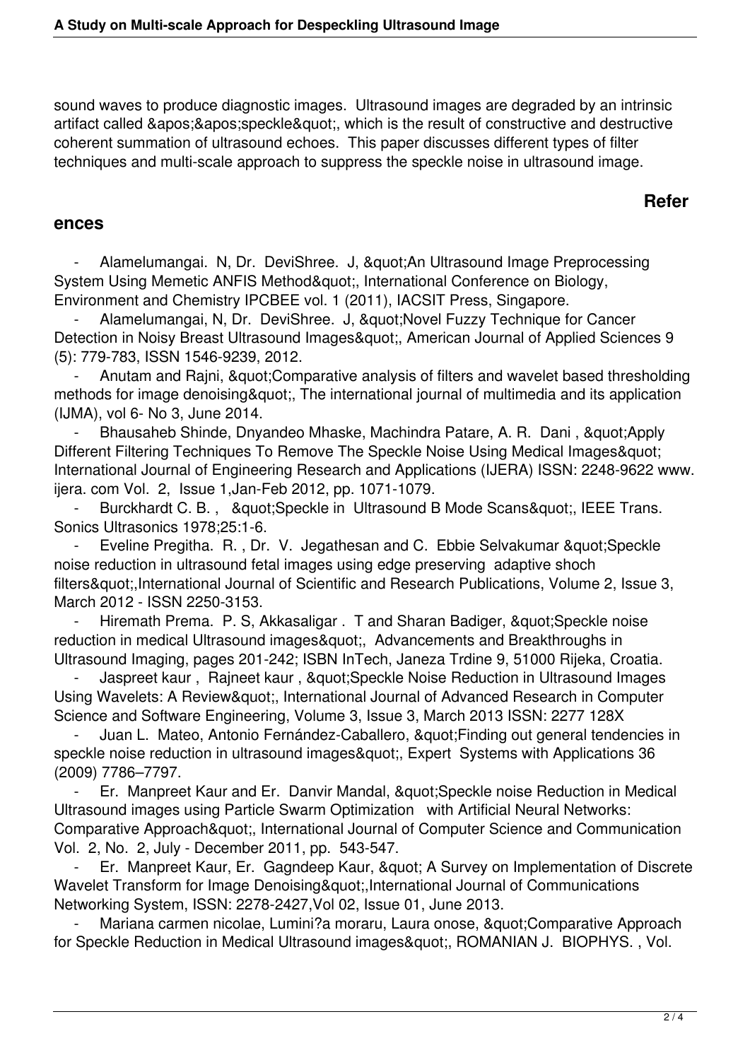sound waves to produce diagnostic images. Ultrasound images are degraded by an intrinsic artifact called &apos;&apos;speckle&quot;, which is the result of constructive and destructive coherent summation of ultrasound echoes. This paper discusses different types of filter techniques and multi-scale approach to suppress the speckle noise in ultrasound image.

## References

- Alamelumangai. N, Dr. DeviShree. J, &quot;An Ultrasound Image Preprocessing System Using Memetic ANFIS Method&quot;, International Conference on Biology, Environment and Chemistry IPCBEE vol. 1 (2011), IACSIT Press, Singapore.
- Alamelumangai, N, Dr. DeviShree. J, &quot;Novel Fuzzy Technique for Cancer Detection in Noisy Breast Ultrasound Images&quot;, American Journal of Applied Sciences 9 (5): 779-783, ISSN 1546-9239, 2012.
- Anutam and Rajni, &quot;Comparative analysis of filters and wavelet based thresholding methods for image denoising&quot;, The international journal of multimedia and its application (IJMA), vol 6- No 3, June 2014.
- Bhausaheb Shinde, Dnyandeo Mhaske, Machindra Patare, A. R. Dani , &quot;Apply Different Filtering Techniques To Remove The Speckle Noise Using Medical Images&quot; International Journal of Engineering Research and Applications (IJERA) ISSN: 2248-9622 www. ijera. com Vol. 2, Issue 1,Jan-Feb 2012, pp. 1071-1079.
- Burckhardt C. B. , &quot;Speckle in Ultrasound B Mode Scans&quot;, IEEE Trans. Sonics Ultrasonics 1978;25:1-6.
- Eveline Pregitha. R. , Dr. V. Jegathesan and C. Ebbie Selvakumar &quot;Speckle noise reduction in ultrasound fetal images using edge preserving adaptive shoch filters&quot;,International Journal of Scientific and Research Publications, Volume 2, Issue 3, March 2012 - ISSN 2250-3153.
- Hiremath Prema. P. S, Akkasaligar . T and Sharan Badiger, &quot;Speckle noise reduction in medical Ultrasound images&quot;, Advancements and Breakthroughs in Ultrasound Imaging, pages 201-242; ISBN InTech, Janeza Trdine 9, 51000 Rijeka, Croatia.
- Jaspreet kaur , Rajneet kaur , &quot;Speckle Noise Reduction in Ultrasound Images Using Wavelets: A Review&quot;, International Journal of Advanced Research in Computer Science and Software Engineering, Volume 3, Issue 3, March 2013 ISSN: 2277 128X
- Juan L. Mateo, Antonio Fernández-Caballero, &quot;Finding out general tendencies in speckle noise reduction in ultrasound images&quot;, Expert Systems with Applications 36 (2009) 7786–7797.
- Er. Manpreet Kaur and Er. Danvir Mandal, &quot;Speckle noise Reduction in Medical Ultrasound images using Particle Swarm Optimization with Artificial Neural Networks: Comparative Approach&quot;, International Journal of Computer Science and Communication Vol. 2, No. 2, July - December 2011, pp. 543-547.
- Er. Manpreet Kaur, Er. Gagndeep Kaur, &quot; A Survey on Implementation of Discrete Wavelet Transform for Image Denoising&quot;,International Journal of Communications Networking System, ISSN: 2278-2427,Vol 02, Issue 01, June 2013.
- Mariana carmen nicolae, Lumini?a moraru, Laura onose, &quot;Comparative Approach for Speckle Reduction in Medical Ultrasound images&quot;, ROMANIAN J. BIOPHYS. , Vol.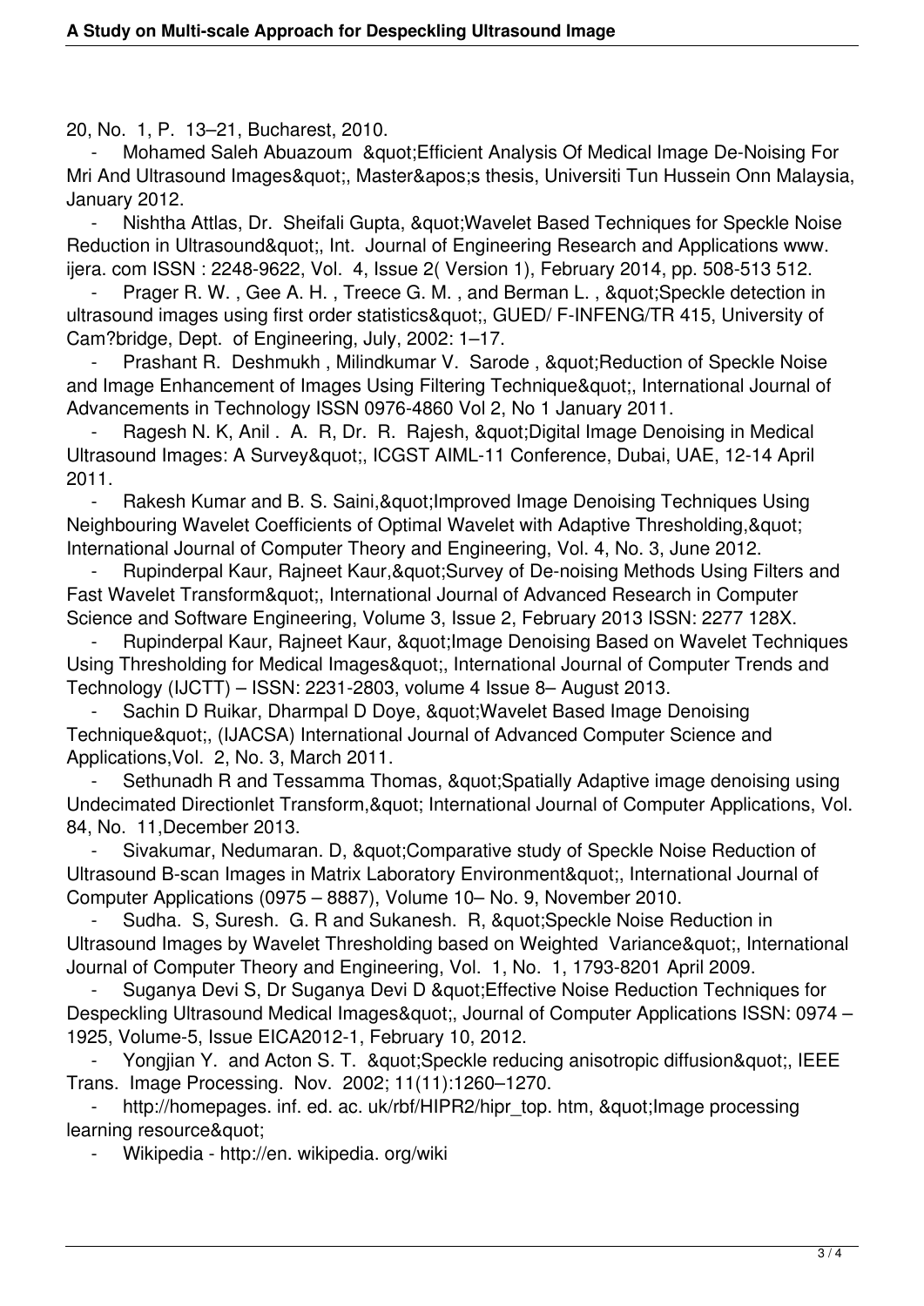20, No. 1, P. 13–21, Bucharest, 2010.

- Mohamed Saleh Abuazoum &quot;Efficient Analysis Of Medical Image De-Noising For Mri And Ultrasound Images&quot;, Master&apos;s thesis, Universiti Tun Hussein Onn Malaysia, January 2012.
- Nishtha Attlas, Dr. Sheifali Gupta, &quot;Wavelet Based Techniques for Speckle Noise Reduction in Ultrasound&quot;, Int. Journal of Engineering Research and Applications www. ijera. com ISSN : 2248-9622, Vol. 4, Issue 2( Version 1), February 2014, pp. 508-513 512.
- Prager R. W. , Gee A. H. , Treece G. M. , and Berman L. , &quot;Speckle detection in ultrasound images using first order statistics&quot;, GUED/ F-INFENG/TR 415, University of Cam?bridge, Dept. of Engineering, July, 2002: 1–17.
- Prashant R. Deshmukh , Milindkumar V. Sarode , &quot;Reduction of Speckle Noise and Image Enhancement of Images Using Filtering Technique&quot;, International Journal of Advancements in Technology ISSN 0976-4860 Vol 2, No 1 January 2011.
- Ragesh N. K, Anil . A. R, Dr. R. Rajesh, &quot;Digital Image Denoising in Medical Ultrasound Images: A Survey&quot;, ICGST AIML-11 Conference, Dubai, UAE, 12-14 April 2011.
- Rakesh Kumar and B. S. Saini,&quot;Improved Image Denoising Techniques Using Neighbouring Wavelet Coefficients of Optimal Wavelet with Adaptive Thresholding,&quot; International Journal of Computer Theory and Engineering, Vol. 4, No. 3, June 2012.
- Rupinderpal Kaur, Rajneet Kaur,&quot;Survey of De-noising Methods Using Filters and Fast Wavelet Transform&quot;, International Journal of Advanced Research in Computer Science and Software Engineering, Volume 3, Issue 2, February 2013 ISSN: 2277 128X.
- Rupinderpal Kaur, Rajneet Kaur, &quot;Image Denoising Based on Wavelet Techniques Using Thresholding for Medical Images&quot;, International Journal of Computer Trends and Technology (IJCTT) – ISSN: 2231-2803, volume 4 Issue 8– August 2013.
- Sachin D Ruikar, Dharmpal D Doye, &quot;Wavelet Based Image Denoising Technique&quot;, (IJACSA) International Journal of Advanced Computer Science and Applications,Vol. 2, No. 3, March 2011.
- Sethunadh R and Tessamma Thomas, &quot;Spatially Adaptive image denoising using Undecimated Directionlet Transform,&quot; International Journal of Computer Applications, Vol. 84, No. 11,December 2013.
- Sivakumar, Nedumaran. D, &quot;Comparative study of Speckle Noise Reduction of Ultrasound B-scan Images in Matrix Laboratory Environment&quot;, International Journal of Computer Applications (0975 – 8887), Volume 10– No. 9, November 2010.
- Sudha. S, Suresh. G. R and Sukanesh. R, &quot;Speckle Noise Reduction in Ultrasound Images by Wavelet Thresholding based on Weighted Variance&quot;, International Journal of Computer Theory and Engineering, Vol. 1, No. 1, 1793-8201 April 2009.
- Suganya Devi S, Dr Suganya Devi D &quot;Effective Noise Reduction Techniques for Despeckling Ultrasound Medical Images&quot;, Journal of Computer Applications ISSN: 0974 – 1925, Volume-5, Issue EICA2012-1, February 10, 2012.
- Yongjian Y. and Acton S. T. &quot;Speckle reducing anisotropic diffusion&quot;, IEEE Trans. Image Processing. Nov. 2002; 11(11):1260–1270.
- http://homepages. inf. ed. ac. uk/rbf/HIPR2/hipr_top. htm, &quot;Image processing learning resource&quot;
- Wikipedia - http://en. wikipedia. org/wiki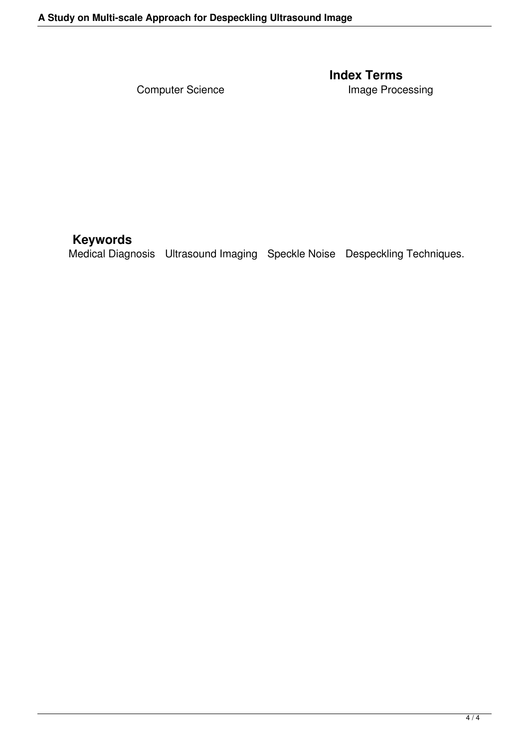## Index Terms

Computer Science    Image Processing

## Keywords

Medical Diagnosis    Ultrasound Imaging    Speckle Noise    Despeckling Techniques.